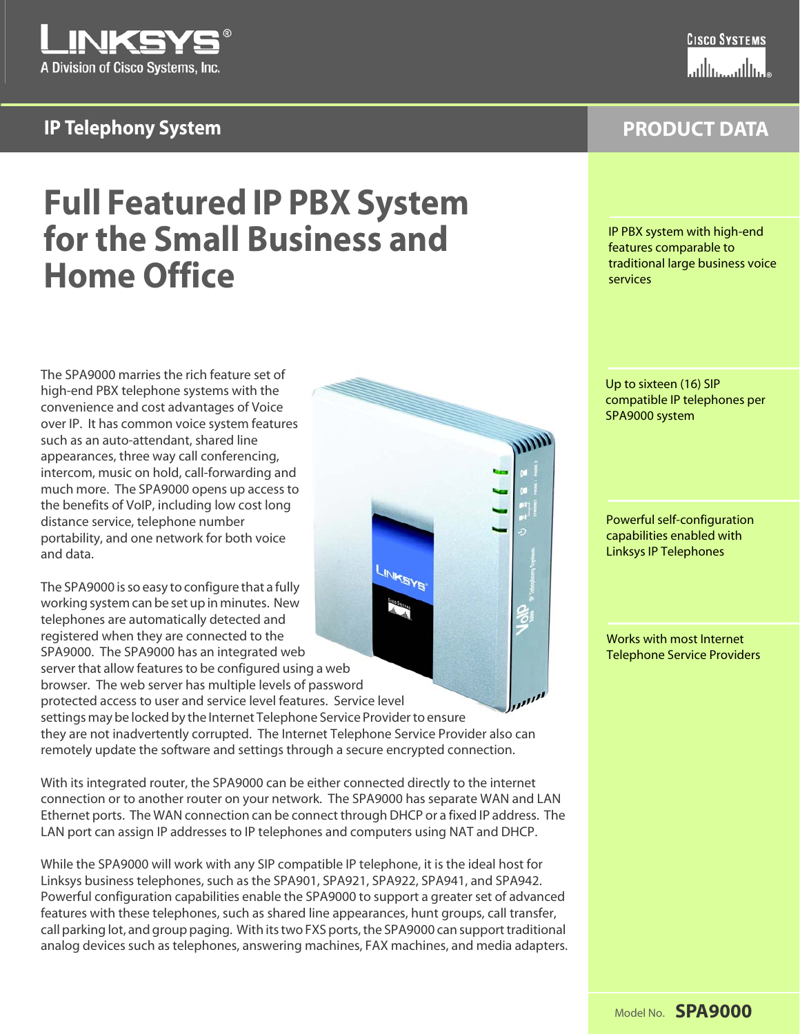Linksys A Division of Cisco Systems, Inc.

Cisco Systems

IP Telephony System

PRODUCT DATA

# Full Featured IP PBX System for the Small Business and Home Office

The SPA9000 marries the rich feature set of high-end PBX telephone systems with the convenience and cost advantages of Voice over IP. It has common voice system features such as an auto-attendant, shared line appearances, three way call conferencing, intercom, music on hold, call-forwarding and much more. The SPA9000 opens up access to the benefits of VoIP, including low cost long distance service, telephone number portability, and one network for both voice and data.

The SPA9000 is so easy to configure that a fully working system can be set up in minutes. New telephones are automatically detected and registered when they are connected to the SPA9000. The SPA9000 has an integrated web server that allow features to be configured using a web browser. The web server has multiple levels of password protected access to user and service level features. Service level settings may be locked by the Internet Telephone Service Provider to ensure they are not inadvertently corrupted. The Internet Telephone Service Provider also can remotely update the software and settings through a secure encrypted connection.

With its integrated router, the SPA9000 can be either connected directly to the internet connection or to another router on your network. The SPA9000 has separate WAN and LAN Ethernet ports. The WAN connection can be connect through DHCP or a fixed IP address. The LAN port can assign IP addresses to IP telephones and computers using NAT and DHCP.

While the SPA9000 will work with any SIP compatible IP telephone, it is the ideal host for Linksys business telephones, such as the SPA901, SPA921, SPA922, SPA941, and SPA942. Powerful configuration capabilities enable the SPA9000 to support a greater set of advanced features with these telephones, such as shared line appearances, hunt groups, call transfer, call parking lot, and group paging. With its two FXS ports, the SPA9000 can support traditional analog devices such as telephones, answering machines, FAX machines, and media adapters.

- IP PBX system with high-end features comparable to traditional large business voice services
- Up to sixteen (16) SIP compatible IP telephones per SPA9000 system
- Powerful self-configuration capabilities enabled with Linksys IP Telephones
- Works with most Internet Telephone Service Providers

Model No. **SPA9000**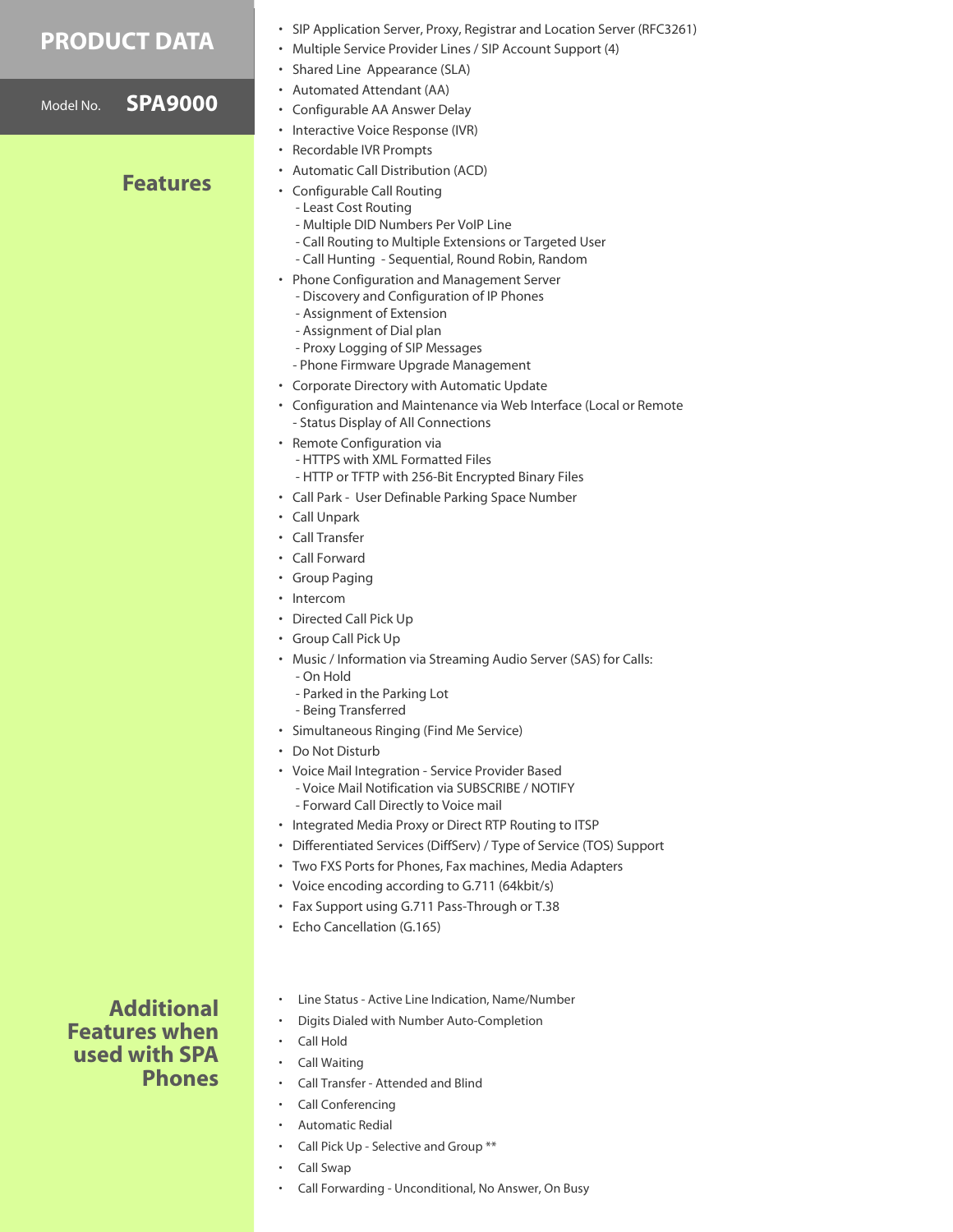# PRODUCT DATA

Model No. **SPA9000**

## Features

- SIP Application Server, Proxy, Registrar and Location Server (RFC3261)
- Multiple Service Provider Lines / SIP Account Support (4)
- Shared Line Appearance (SLA)
- Automated Attendant (AA)
- Configurable AA Answer Delay
- Interactive Voice Response (IVR)
- Recordable IVR Prompts
- Automatic Call Distribution (ACD)
- Configurable Call Routing
  - Least Cost Routing
  - Multiple DID Numbers Per VoIP Line
  - Call Routing to Multiple Extensions or Targeted User
  - Call Hunting - Sequential, Round Robin, Random
- Phone Configuration and Management Server
  - Discovery and Configuration of IP Phones
  - Assignment of Extension
  - Assignment of Dial plan
  - Proxy Logging of SIP Messages
  - Phone Firmware Upgrade Management
- Corporate Directory with Automatic Update
- Configuration and Maintenance via Web Interface (Local or Remote
  - Status Display of All Connections
- Remote Configuration via
  - HTTPS with XML Formatted Files
  - HTTP or TFTP with 256-Bit Encrypted Binary Files
- Call Park - User Definable Parking Space Number
- Call Unpark
- Call Transfer
- Call Forward
- Group Paging
- Intercom
- Directed Call Pick Up
- Group Call Pick Up
- Music / Information via Streaming Audio Server (SAS) for Calls:
  - On Hold
  - Parked in the Parking Lot
  - Being Transferred
- Simultaneous Ringing (Find Me Service)
- Do Not Disturb
- Voice Mail Integration - Service Provider Based
  - Voice Mail Notification via SUBSCRIBE / NOTIFY
  - Forward Call Directly to Voice mail
- Integrated Media Proxy or Direct RTP Routing to ITSP
- Differentiated Services (DiffServ) / Type of Service (TOS) Support
- Two FXS Ports for Phones, Fax machines, Media Adapters
- Voice encoding according to G.711 (64kbit/s)
- Fax Support using G.711 Pass-Through or T.38
- Echo Cancellation (G.165)

## Additional Features when used with SPA Phones

- Line Status - Active Line Indication, Name/Number
- Digits Dialed with Number Auto-Completion
- Call Hold
- Call Waiting
- Call Transfer - Attended and Blind
- Call Conferencing
- Automatic Redial
- Call Pick Up - Selective and Group **
- Call Swap
- Call Forwarding - Unconditional, No Answer, On Busy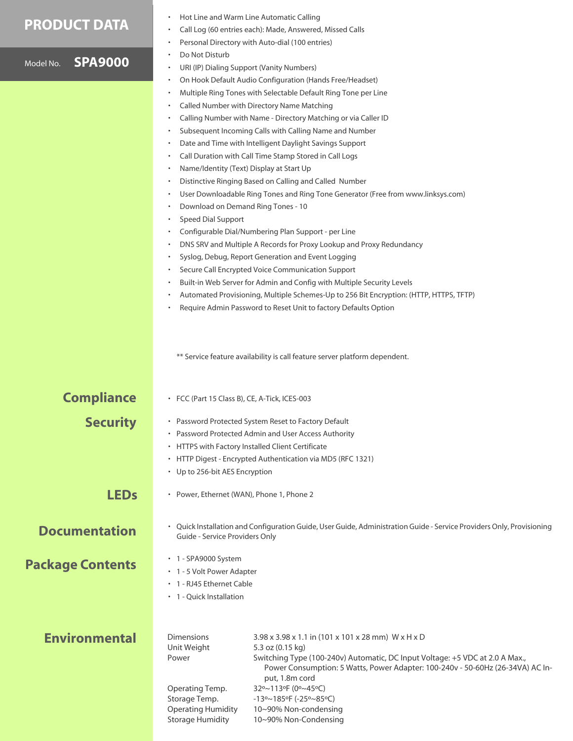# PRODUCT DATA

Model No. **SPA9000**

- Hot Line and Warm Line Automatic Calling
- Call Log (60 entries each): Made, Answered, Missed Calls
- Personal Directory with Auto-dial (100 entries)
- Do Not Disturb
- URI (IP) Dialing Support (Vanity Numbers)
- On Hook Default Audio Configuration (Hands Free/Headset)
- Multiple Ring Tones with Selectable Default Ring Tone per Line
- Called Number with Directory Name Matching
- Calling Number with Name - Directory Matching or via Caller ID
- Subsequent Incoming Calls with Calling Name and Number
- Date and Time with Intelligent Daylight Savings Support
- Call Duration with Call Time Stamp Stored in Call Logs
- Name/Identity (Text) Display at Start Up
- Distinctive Ringing Based on Calling and Called Number
- User Downloadable Ring Tones and Ring Tone Generator (Free from www.linksys.com)
- Download on Demand Ring Tones - 10
- Speed Dial Support
- Configurable Dial/Numbering Plan Support - per Line
- DNS SRV and Multiple A Records for Proxy Lookup and Proxy Redundancy
- Syslog, Debug, Report Generation and Event Logging
- Secure Call Encrypted Voice Communication Support
- Built-in Web Server for Admin and Config with Multiple Security Levels
- Automated Provisioning, Multiple Schemes-Up to 256 Bit Encryption: (HTTP, HTTPS, TFTP)
- Require Admin Password to Reset Unit to factory Defaults Option

** Service feature availability is call feature server platform dependent.

## Compliance

- FCC (Part 15 Class B), CE, A-Tick, ICES-003

## Security

- Password Protected System Reset to Factory Default
- Password Protected Admin and User Access Authority
- HTTPS with Factory Installed Client Certificate
- HTTP Digest - Encrypted Authentication via MD5 (RFC 1321)
- Up to 256-bit AES Encryption

## LEDs

- Power, Ethernet (WAN), Phone 1, Phone 2

## Documentation

- Quick Installation and Configuration Guide, User Guide, Administration Guide - Service Providers Only, Provisioning Guide - Service Providers Only

## Package Contents

- 1 - SPA9000 System
- 1 - 5 Volt Power Adapter
- 1 - RJ45 Ethernet Cable
- 1 - Quick Installation

## Environmental

| | |
|---|---|
| Dimensions | 3.98 x 3.98 x 1.1 in (101 x 101 x 28 mm) W x H x D |
| Unit Weight | 5.3 oz (0.15 kg) |
| Power | Switching Type (100-240v) Automatic, DC Input Voltage: +5 VDC at 2.0 A Max., Power Consumption: 5 Watts, Power Adapter: 100-240v - 50-60Hz (26-34VA) AC Input, 1.8m cord |
| Operating Temp. | 32º~113ºF (0º~45ºC) |
| Storage Temp. | -13º~185ºF (-25º~85ºC) |
| Operating Humidity | 10~90% Non-condensing |
| Storage Humidity | 10~90% Non-Condensing |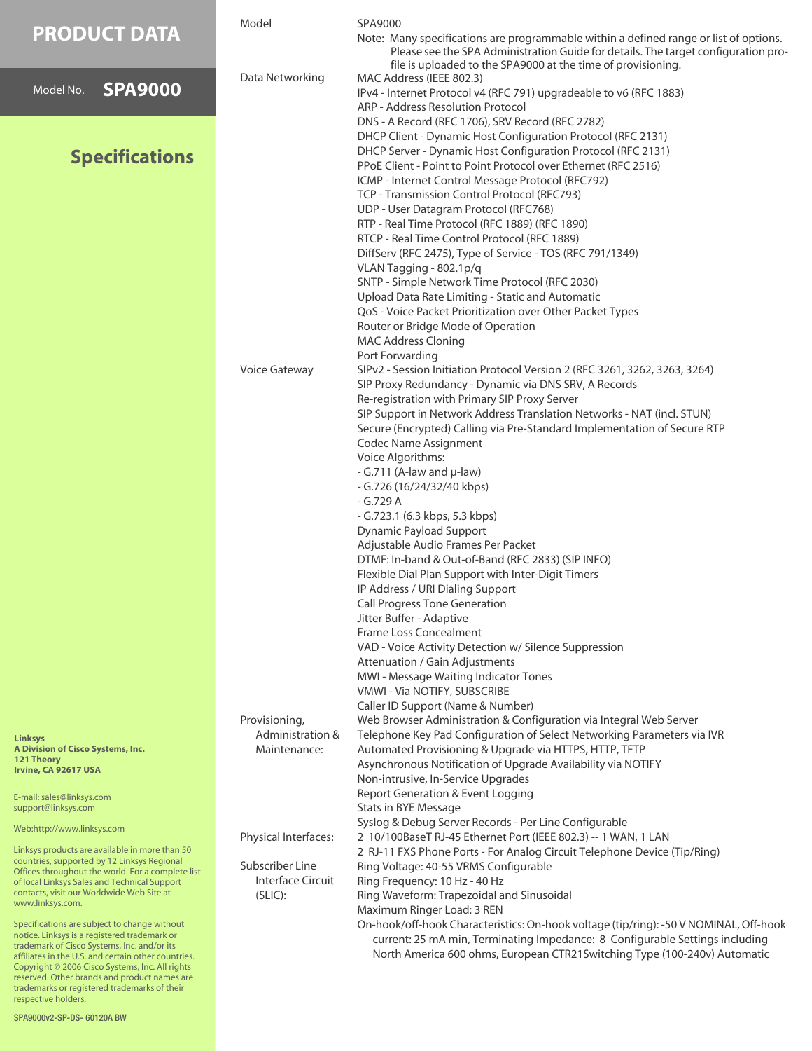# PRODUCT DATA

Model No. **SPA9000**

## Specifications

| | |
|---|---|
| Model | SPA9000<br>Note: Many specifications are programmable within a defined range or list of options. Please see the SPA Administration Guide for details. The target configuration profile is uploaded to the SPA9000 at the time of provisioning. |
| Data Networking | MAC Address (IEEE 802.3)<br>IPv4 - Internet Protocol v4 (RFC 791) upgradeable to v6 (RFC 1883)<br>ARP - Address Resolution Protocol<br>DNS - A Record (RFC 1706), SRV Record (RFC 2782)<br>DHCP Client - Dynamic Host Configuration Protocol (RFC 2131)<br>DHCP Server - Dynamic Host Configuration Protocol (RFC 2131)<br>PPoE Client - Point to Point Protocol over Ethernet (RFC 2516)<br>ICMP - Internet Control Message Protocol (RFC792)<br>TCP - Transmission Control Protocol (RFC793)<br>UDP - User Datagram Protocol (RFC768)<br>RTP - Real Time Protocol (RFC 1889) (RFC 1890)<br>RTCP - Real Time Control Protocol (RFC 1889)<br>DiffServ (RFC 2475), Type of Service - TOS (RFC 791/1349)<br>VLAN Tagging - 802.1p/q<br>SNTP - Simple Network Time Protocol (RFC 2030)<br>Upload Data Rate Limiting - Static and Automatic<br>QoS - Voice Packet Prioritization over Other Packet Types<br>Router or Bridge Mode of Operation<br>MAC Address Cloning<br>Port Forwarding |
| Voice Gateway | SIPv2 - Session Initiation Protocol Version 2 (RFC 3261, 3262, 3263, 3264)<br>SIP Proxy Redundancy - Dynamic via DNS SRV, A Records<br>Re-registration with Primary SIP Proxy Server<br>SIP Support in Network Address Translation Networks - NAT (incl. STUN)<br>Secure (Encrypted) Calling via Pre-Standard Implementation of Secure RTP<br>Codec Name Assignment<br>Voice Algorithms:<br>- G.711 (A-law and µ-law)<br>- G.726 (16/24/32/40 kbps)<br>- G.729 A<br>- G.723.1 (6.3 kbps, 5.3 kbps)<br>Dynamic Payload Support<br>Adjustable Audio Frames Per Packet<br>DTMF: In-band & Out-of-Band (RFC 2833) (SIP INFO)<br>Flexible Dial Plan Support with Inter-Digit Timers<br>IP Address / URI Dialing Support<br>Call Progress Tone Generation<br>Jitter Buffer - Adaptive<br>Frame Loss Concealment<br>VAD - Voice Activity Detection w/ Silence Suppression<br>Attenuation / Gain Adjustments<br>MWI - Message Waiting Indicator Tones<br>VMWI - Via NOTIFY, SUBSCRIBE<br>Caller ID Support (Name & Number) |
| Provisioning, Administration & Maintenance: | Web Browser Administration & Configuration via Integral Web Server<br>Telephone Key Pad Configuration of Select Networking Parameters via IVR<br>Automated Provisioning & Upgrade via HTTPS, HTTP, TFTP<br>Asynchronous Notification of Upgrade Availability via NOTIFY<br>Non-intrusive, In-Service Upgrades<br>Report Generation & Event Logging<br>Stats in BYE Message<br>Syslog & Debug Server Records - Per Line Configurable |
| Physical Interfaces: | 2 10/100BaseT RJ-45 Ethernet Port (IEEE 802.3) -- 1 WAN, 1 LAN<br>2 RJ-11 FXS Phone Ports - For Analog Circuit Telephone Device (Tip/Ring) |
| Subscriber Line Interface Circuit (SLIC): | Ring Voltage: 40-55 VRMS Configurable<br>Ring Frequency: 10 Hz - 40 Hz<br>Ring Waveform: Trapezoidal and Sinusoidal<br>Maximum Ringer Load: 3 REN<br>On-hook/off-hook Characteristics: On-hook voltage (tip/ring): -50 V NOMINAL, Off-hook current: 25 mA min, Terminating Impedance: 8 Configurable Settings including North America 600 ohms, European CTR21Switching Type (100-240v) Automatic |

**Linksys**
**A Division of Cisco Systems, Inc.**
**121 Theory**
**Irvine, CA 92617 USA**

E-mail: sales@linksys.com
support@linksys.com

Web:http://www.linksys.com

Linksys products are available in more than 50 countries, supported by 12 Linksys Regional Offices throughout the world. For a complete list of local Linksys Sales and Technical Support contacts, visit our Worldwide Web Site at www.linksys.com.

Specifications are subject to change without notice. Linksys is a registered trademark or trademark of Cisco Systems, Inc. and/or its affiliates in the U.S. and certain other countries. Copyright © 2006 Cisco Systems, Inc. All rights reserved. Other brands and product names are trademarks or registered trademarks of their respective holders.

SPA9000v2-SP-DS- 60120A BW